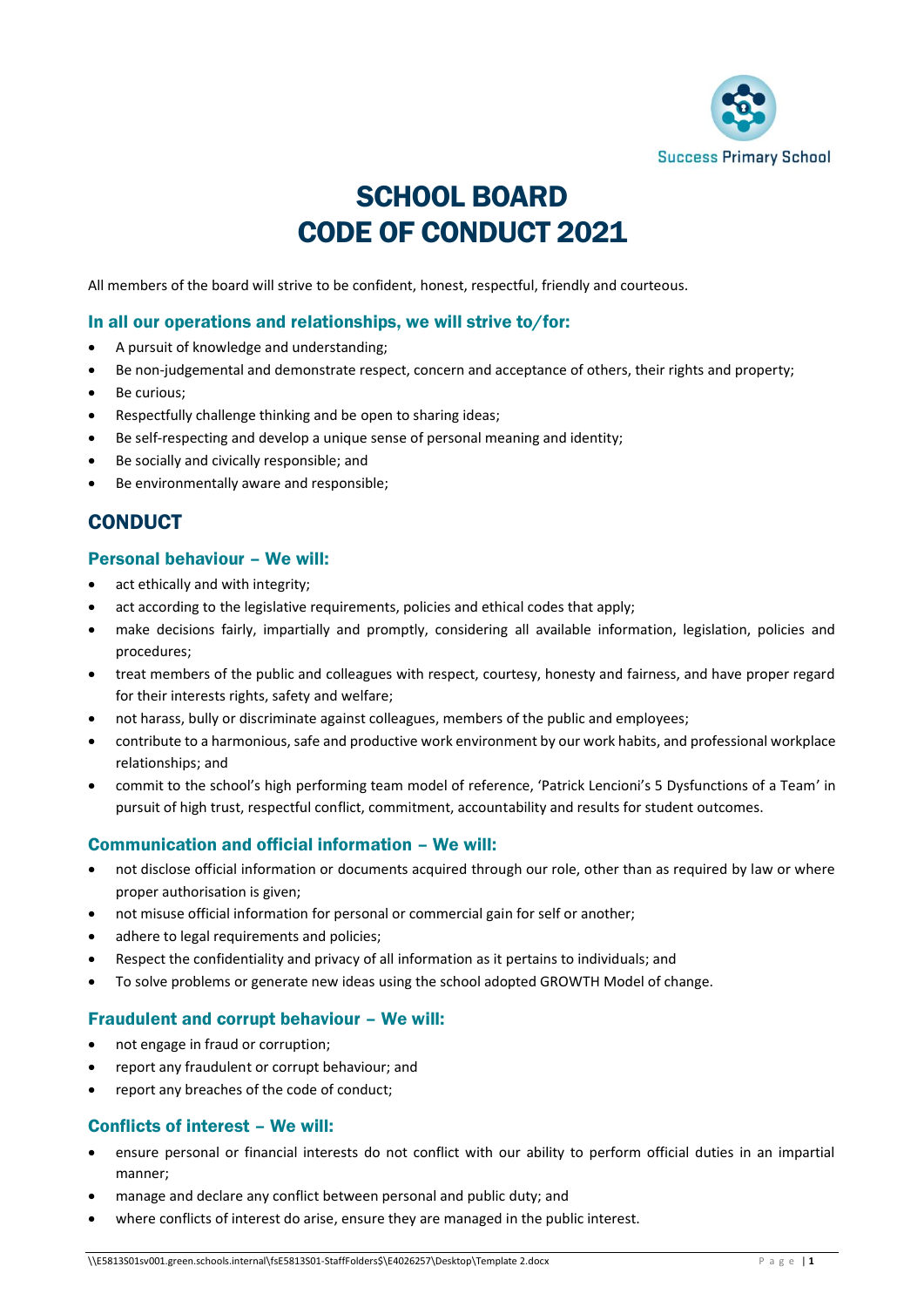Success Primary School

# SCHOOL BOARD CODE OF CONDUCT 2021

All members of the board will strive to be confident, honest, respectful, friendly and courteous.

### In all our operations and relationships, we will strive to/for:

- A pursuit of knowledge and understanding;
- Be non-judgemental and demonstrate respect, concern and acceptance of others, their rights and property;
- Be curious;
- Respectfully challenge thinking and be open to sharing ideas;
- Be self-respecting and develop a unique sense of personal meaning and identity;
- Be socially and civically responsible; and
- Be environmentally aware and responsible;

## CONDUCT

### Personal behaviour – We will:

- act ethically and with integrity;
- act according to the legislative requirements, policies and ethical codes that apply;
- make decisions fairly, impartially and promptly, considering all available information, legislation, policies and procedures;
- treat members of the public and colleagues with respect, courtesy, honesty and fairness, and have proper regard for their interests rights, safety and welfare;
- not harass, bully or discriminate against colleagues, members of the public and employees;
- contribute to a harmonious, safe and productive work environment by our work habits, and professional workplace relationships; and
- commit to the school's high performing team model of reference, 'Patrick Lencioni's 5 Dysfunctions of a Team' in pursuit of high trust, respectful conflict, commitment, accountability and results for student outcomes.

### Communication and official information – We will:

- not disclose official information or documents acquired through our role, other than as required by law or where proper authorisation is given;
- not misuse official information for personal or commercial gain for self or another;
- adhere to legal requirements and policies;
- Respect the confidentiality and privacy of all information as it pertains to individuals; and
- To solve problems or generate new ideas using the school adopted GROWTH Model of change.

### Fraudulent and corrupt behaviour – We will:

- not engage in fraud or corruption;
- report any fraudulent or corrupt behaviour; and
- report any breaches of the code of conduct;

### Conflicts of interest – We will:

- ensure personal or financial interests do not conflict with our ability to perform official duties in an impartial manner;
- manage and declare any conflict between personal and public duty; and
- where conflicts of interest do arise, ensure they are managed in the public interest.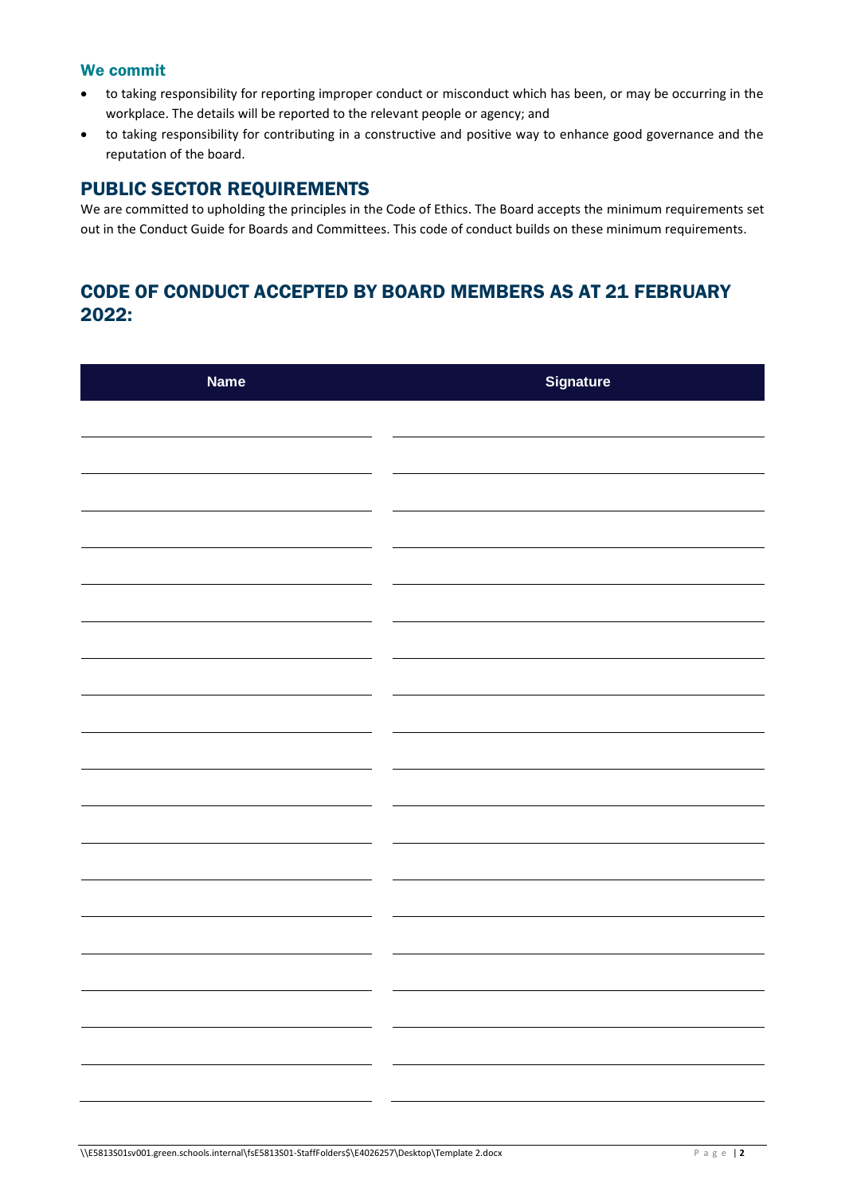### We commit

- to taking responsibility for reporting improper conduct or misconduct which has been, or may be occurring in the workplace. The details will be reported to the relevant people or agency; and
- to taking responsibility for contributing in a constructive and positive way to enhance good governance and the reputation of the board.

## PUBLIC SECTOR REQUIREMENTS

We are committed to upholding the principles in the Code of Ethics. The Board accepts the minimum requirements set out in the Conduct Guide for Boards and Committees. This code of conduct builds on these minimum requirements.

## CODE OF CONDUCT ACCEPTED BY BOARD MEMBERS AS AT 21 FEBRUARY 2022:

| Name | Signature |
|---|---|
| | |
| | |
| | |
| | |
| | |
| | |
| | |
| | |
| | |
| | |
| | |
| | |
| | |
| | |
| | |
| | |
| | |
| | |
| | |